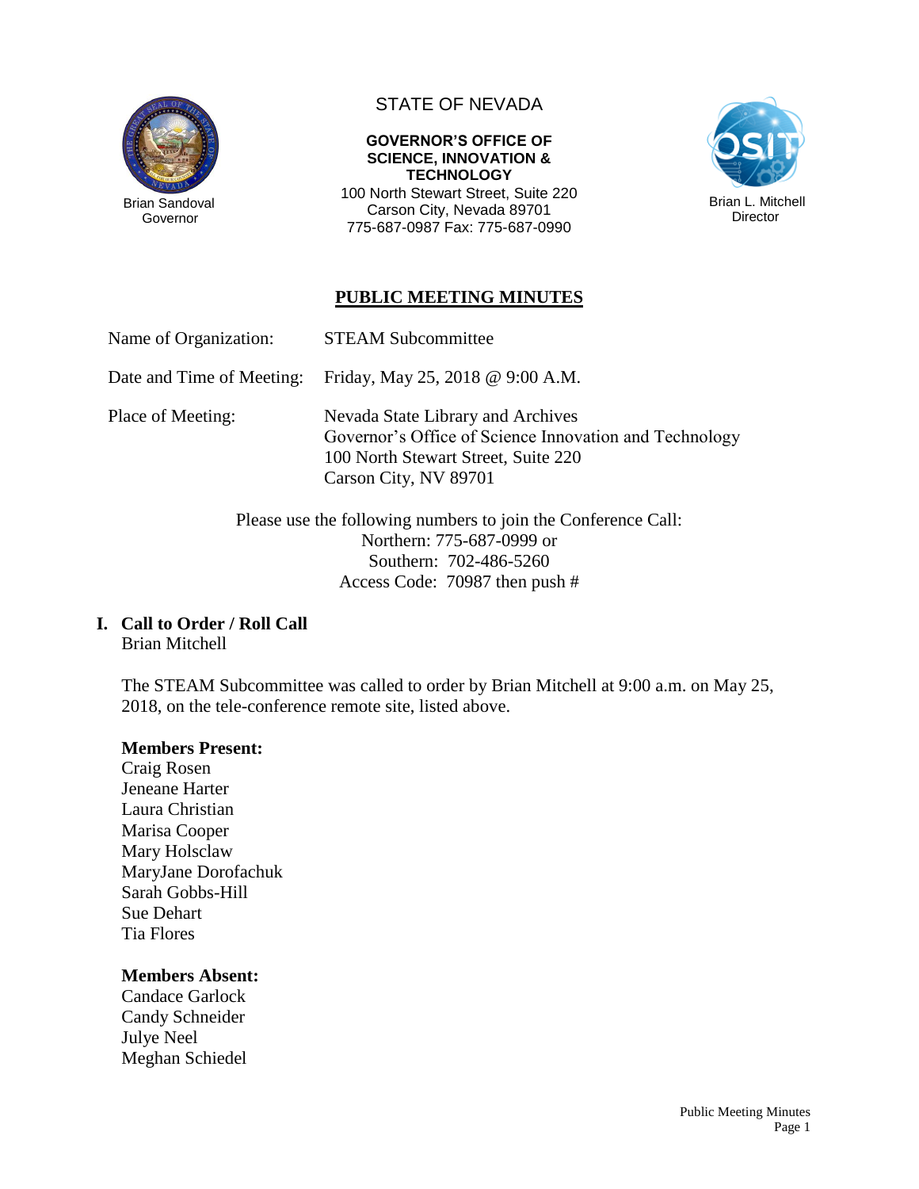Brian Sandoval
Governor

STATE OF NEVADA

**GOVERNOR'S OFFICE OF SCIENCE, INNOVATION & TECHNOLOGY**
100 North Stewart Street, Suite 220
Carson City, Nevada 89701
775-687-0987 Fax: 775-687-0990

Brian L. Mitchell
Director

# PUBLIC MEETING MINUTES

Name of Organization: STEAM Subcommittee

Date and Time of Meeting: Friday, May 25, 2018 @ 9:00 A.M.

Place of Meeting: Nevada State Library and Archives
Governor's Office of Science Innovation and Technology
100 North Stewart Street, Suite 220
Carson City, NV 89701

Please use the following numbers to join the Conference Call:
Northern: 775-687-0999 or
Southern: 702-486-5260
Access Code: 70987 then push #

## I. Call to Order / Roll Call

Brian Mitchell

The STEAM Subcommittee was called to order by Brian Mitchell at 9:00 a.m. on May 25, 2018, on the tele-conference remote site, listed above.

**Members Present:**

Craig Rosen
Jeneane Harter
Laura Christian
Marisa Cooper
Mary Holsclaw
MaryJane Dorofachuk
Sarah Gobbs-Hill
Sue Dehart
Tia Flores

**Members Absent:**

Candace Garlock
Candy Schneider
Julye Neel
Meghan Schiedel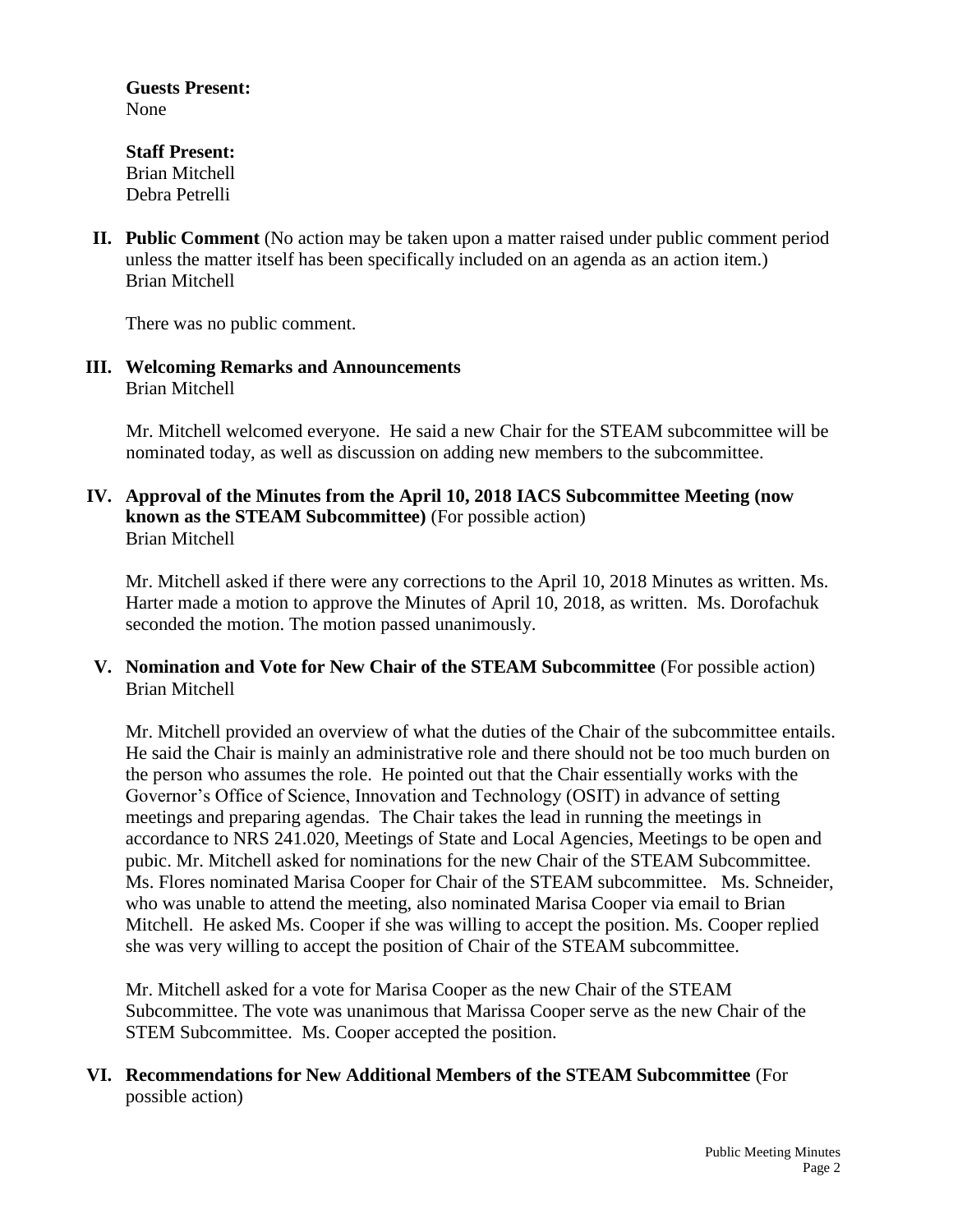**Guests Present:**
None

**Staff Present:**
Brian Mitchell
Debra Petrelli

**II. Public Comment** (No action may be taken upon a matter raised under public comment period unless the matter itself has been specifically included on an agenda as an action item.)
Brian Mitchell

There was no public comment.

**III. Welcoming Remarks and Announcements**
Brian Mitchell

Mr. Mitchell welcomed everyone. He said a new Chair for the STEAM subcommittee will be nominated today, as well as discussion on adding new members to the subcommittee.

**IV. Approval of the Minutes from the April 10, 2018 IACS Subcommittee Meeting (now known as the STEAM Subcommittee)** (For possible action)
Brian Mitchell

Mr. Mitchell asked if there were any corrections to the April 10, 2018 Minutes as written. Ms. Harter made a motion to approve the Minutes of April 10, 2018, as written. Ms. Dorofachuk seconded the motion. The motion passed unanimously.

**V. Nomination and Vote for New Chair of the STEAM Subcommittee** (For possible action)
Brian Mitchell

Mr. Mitchell provided an overview of what the duties of the Chair of the subcommittee entails. He said the Chair is mainly an administrative role and there should not be too much burden on the person who assumes the role. He pointed out that the Chair essentially works with the Governor's Office of Science, Innovation and Technology (OSIT) in advance of setting meetings and preparing agendas. The Chair takes the lead in running the meetings in accordance to NRS 241.020, Meetings of State and Local Agencies, Meetings to be open and pubic. Mr. Mitchell asked for nominations for the new Chair of the STEAM Subcommittee. Ms. Flores nominated Marisa Cooper for Chair of the STEAM subcommittee. Ms. Schneider, who was unable to attend the meeting, also nominated Marisa Cooper via email to Brian Mitchell. He asked Ms. Cooper if she was willing to accept the position. Ms. Cooper replied she was very willing to accept the position of Chair of the STEAM subcommittee.

Mr. Mitchell asked for a vote for Marisa Cooper as the new Chair of the STEAM Subcommittee. The vote was unanimous that Marissa Cooper serve as the new Chair of the STEM Subcommittee. Ms. Cooper accepted the position.

**VI. Recommendations for New Additional Members of the STEAM Subcommittee** (For possible action)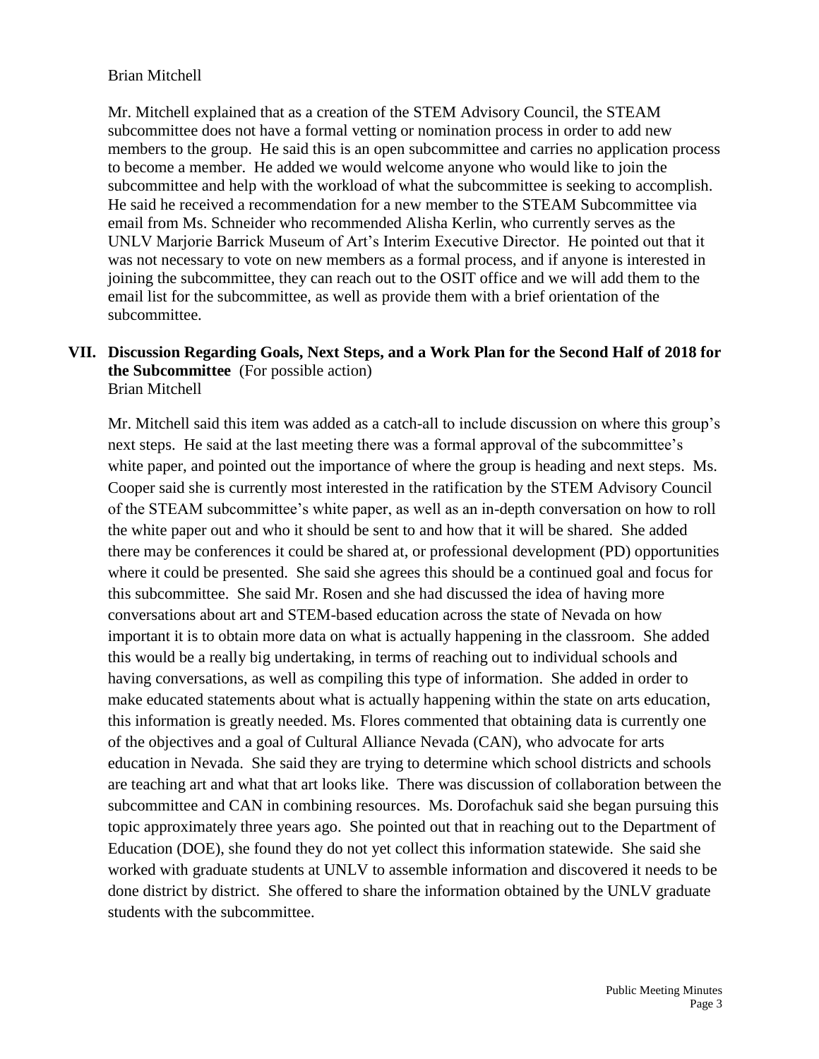Brian Mitchell

Mr. Mitchell explained that as a creation of the STEM Advisory Council, the STEAM subcommittee does not have a formal vetting or nomination process in order to add new members to the group. He said this is an open subcommittee and carries no application process to become a member. He added we would welcome anyone who would like to join the subcommittee and help with the workload of what the subcommittee is seeking to accomplish. He said he received a recommendation for a new member to the STEAM Subcommittee via email from Ms. Schneider who recommended Alisha Kerlin, who currently serves as the UNLV Marjorie Barrick Museum of Art's Interim Executive Director. He pointed out that it was not necessary to vote on new members as a formal process, and if anyone is interested in joining the subcommittee, they can reach out to the OSIT office and we will add them to the email list for the subcommittee, as well as provide them with a brief orientation of the subcommittee.

## VII. Discussion Regarding Goals, Next Steps, and a Work Plan for the Second Half of 2018 for the Subcommittee (For possible action)

Brian Mitchell

Mr. Mitchell said this item was added as a catch-all to include discussion on where this group's next steps. He said at the last meeting there was a formal approval of the subcommittee's white paper, and pointed out the importance of where the group is heading and next steps. Ms. Cooper said she is currently most interested in the ratification by the STEM Advisory Council of the STEAM subcommittee's white paper, as well as an in-depth conversation on how to roll the white paper out and who it should be sent to and how that it will be shared. She added there may be conferences it could be shared at, or professional development (PD) opportunities where it could be presented. She said she agrees this should be a continued goal and focus for this subcommittee. She said Mr. Rosen and she had discussed the idea of having more conversations about art and STEM-based education across the state of Nevada on how important it is to obtain more data on what is actually happening in the classroom. She added this would be a really big undertaking, in terms of reaching out to individual schools and having conversations, as well as compiling this type of information. She added in order to make educated statements about what is actually happening within the state on arts education, this information is greatly needed. Ms. Flores commented that obtaining data is currently one of the objectives and a goal of Cultural Alliance Nevada (CAN), who advocate for arts education in Nevada. She said they are trying to determine which school districts and schools are teaching art and what that art looks like. There was discussion of collaboration between the subcommittee and CAN in combining resources. Ms. Dorofachuk said she began pursuing this topic approximately three years ago. She pointed out that in reaching out to the Department of Education (DOE), she found they do not yet collect this information statewide. She said she worked with graduate students at UNLV to assemble information and discovered it needs to be done district by district. She offered to share the information obtained by the UNLV graduate students with the subcommittee.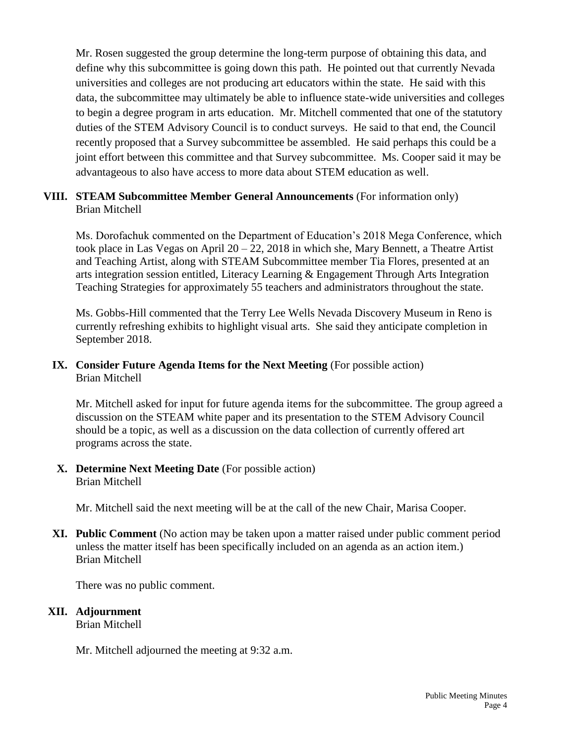Mr. Rosen suggested the group determine the long-term purpose of obtaining this data, and define why this subcommittee is going down this path. He pointed out that currently Nevada universities and colleges are not producing art educators within the state. He said with this data, the subcommittee may ultimately be able to influence state-wide universities and colleges to begin a degree program in arts education. Mr. Mitchell commented that one of the statutory duties of the STEM Advisory Council is to conduct surveys. He said to that end, the Council recently proposed that a Survey subcommittee be assembled. He said perhaps this could be a joint effort between this committee and that Survey subcommittee. Ms. Cooper said it may be advantageous to also have access to more data about STEM education as well.

**VIII. STEAM Subcommittee Member General Announcements** (For information only)
Brian Mitchell

Ms. Dorofachuk commented on the Department of Education's 2018 Mega Conference, which took place in Las Vegas on April 20 – 22, 2018 in which she, Mary Bennett, a Theatre Artist and Teaching Artist, along with STEAM Subcommittee member Tia Flores, presented at an arts integration session entitled, Literacy Learning & Engagement Through Arts Integration Teaching Strategies for approximately 55 teachers and administrators throughout the state.

Ms. Gobbs-Hill commented that the Terry Lee Wells Nevada Discovery Museum in Reno is currently refreshing exhibits to highlight visual arts. She said they anticipate completion in September 2018.

**IX. Consider Future Agenda Items for the Next Meeting** (For possible action)
Brian Mitchell

Mr. Mitchell asked for input for future agenda items for the subcommittee. The group agreed a discussion on the STEAM white paper and its presentation to the STEM Advisory Council should be a topic, as well as a discussion on the data collection of currently offered art programs across the state.

**X. Determine Next Meeting Date** (For possible action)
Brian Mitchell

Mr. Mitchell said the next meeting will be at the call of the new Chair, Marisa Cooper.

**XI. Public Comment** (No action may be taken upon a matter raised under public comment period unless the matter itself has been specifically included on an agenda as an action item.)
Brian Mitchell

There was no public comment.

**XII. Adjournment**
Brian Mitchell

Mr. Mitchell adjourned the meeting at 9:32 a.m.